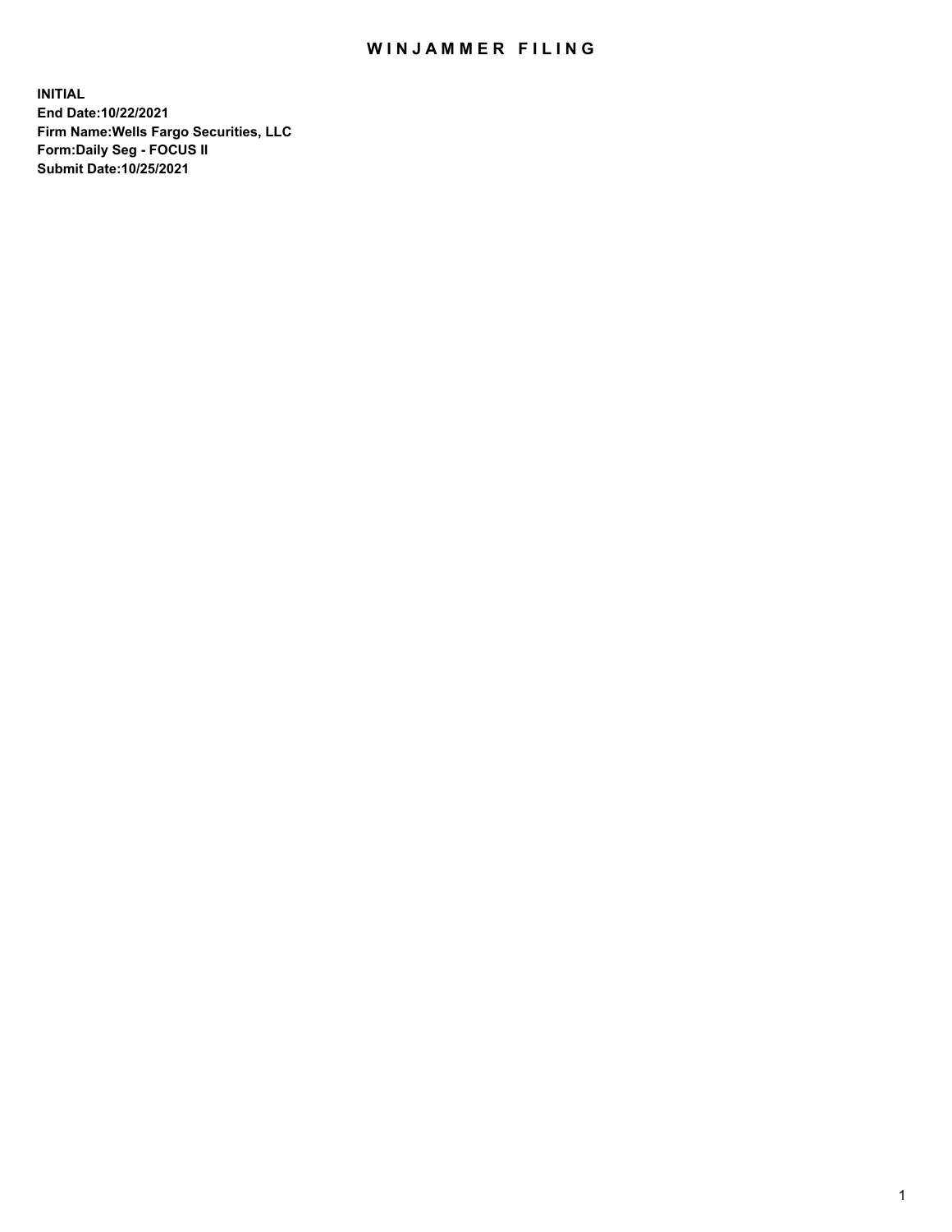# WINJAMMER FILING

**INITIAL**
**End Date:10/22/2021**
**Firm Name:Wells Fargo Securities, LLC**
**Form:Daily Seg - FOCUS II**
**Submit Date:10/25/2021**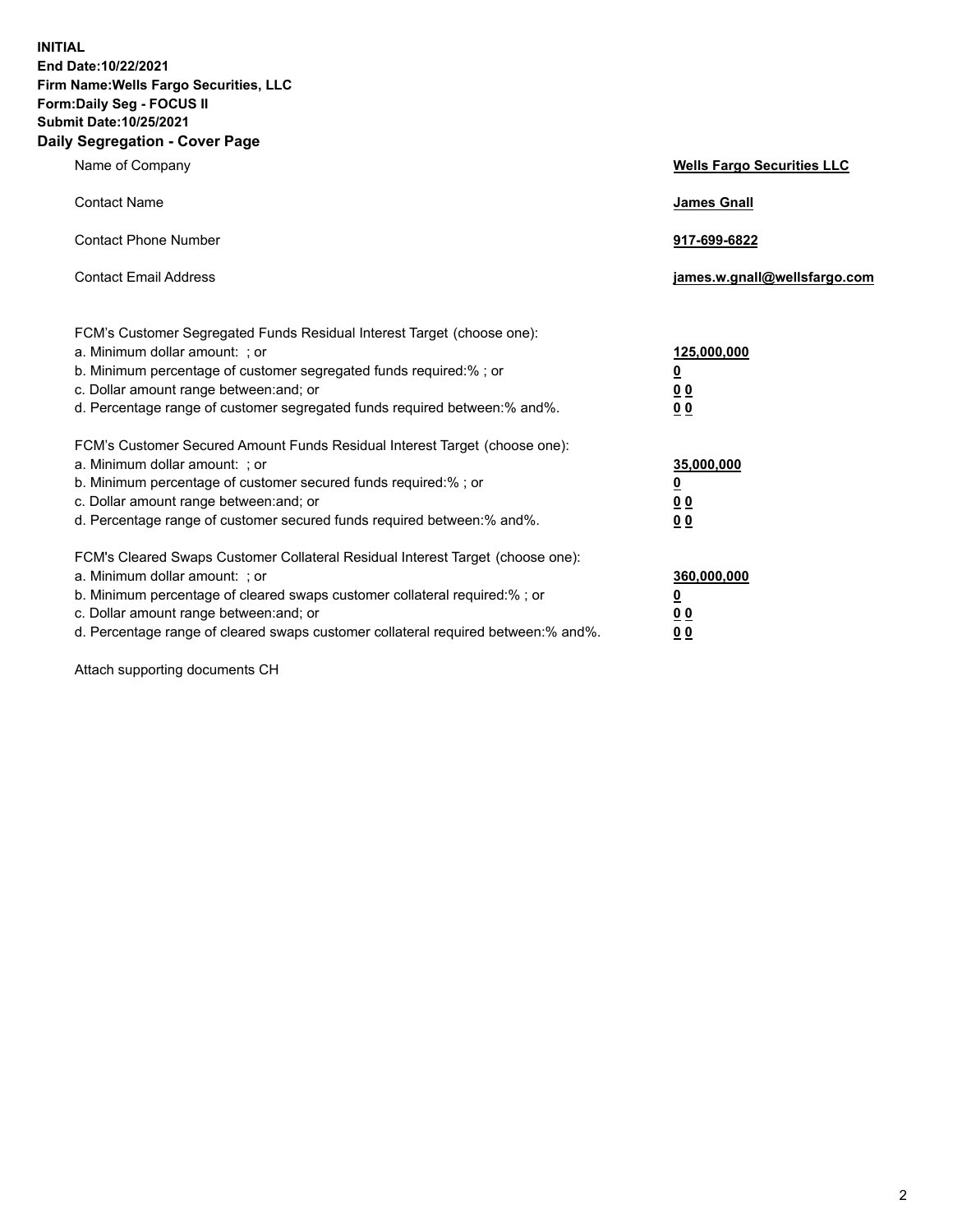**INITIAL**
**End Date:10/22/2021**
**Firm Name:Wells Fargo Securities, LLC**
**Form:Daily Seg - FOCUS II**
**Submit Date:10/25/2021**

## Daily Segregation - Cover Page

| | |
|---|---|
| Name of Company | **Wells Fargo Securities LLC** |
| Contact Name | **James Gnall** |
| Contact Phone Number | **917-699-6822** |
| Contact Email Address | **james.w.gnall@wellsfargo.com** |

| | |
|---|---|
| FCM's Customer Segregated Funds Residual Interest Target (choose one): | |
| a. Minimum dollar amount: ; or | **125,000,000** |
| b. Minimum percentage of customer segregated funds required:% ; or | **0** |
| c. Dollar amount range between:and; or | **0 0** |
| d. Percentage range of customer segregated funds required between:% and%. | **0 0** |
| FCM's Customer Secured Amount Funds Residual Interest Target (choose one): | |
| a. Minimum dollar amount: ; or | **35,000,000** |
| b. Minimum percentage of customer secured funds required:% ; or | **0** |
| c. Dollar amount range between:and; or | **0 0** |
| d. Percentage range of customer secured funds required between:% and%. | **0 0** |
| FCM's Cleared Swaps Customer Collateral Residual Interest Target (choose one): | |
| a. Minimum dollar amount: ; or | **360,000,000** |
| b. Minimum percentage of cleared swaps customer collateral required:% ; or | **0** |
| c. Dollar amount range between:and; or | **0 0** |
| d. Percentage range of cleared swaps customer collateral required between:% and%. | **0 0** |

Attach supporting documents CH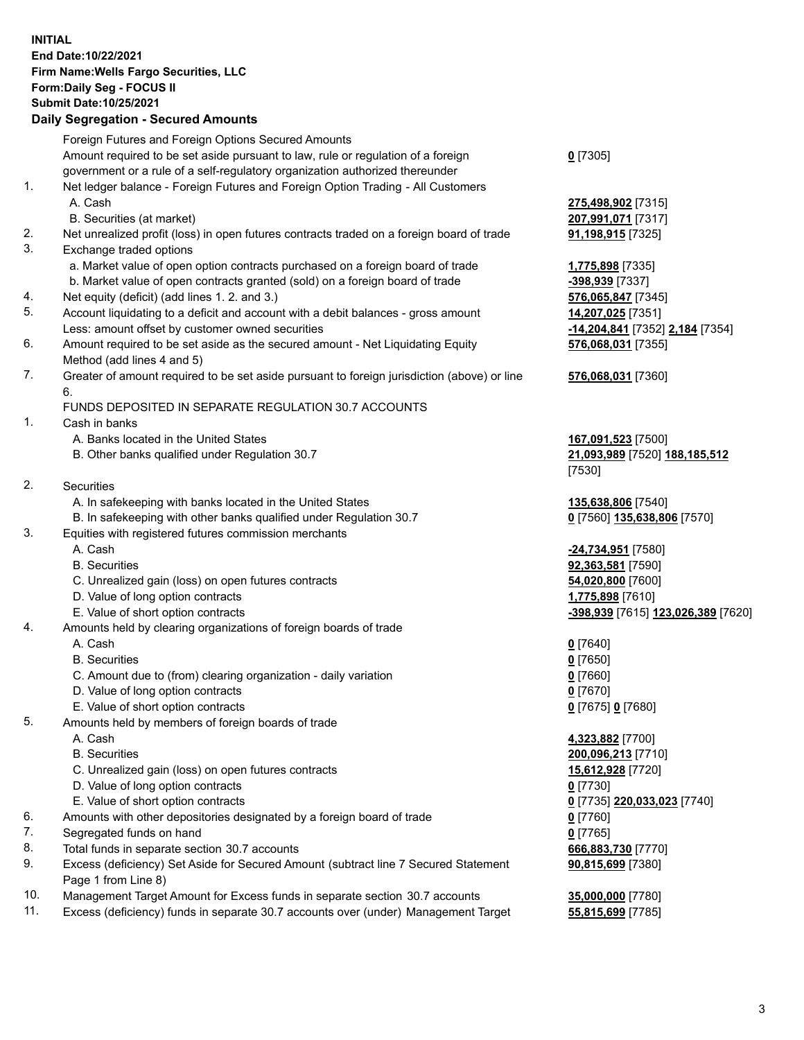**INITIAL**
**End Date:10/22/2021**
**Firm Name:Wells Fargo Securities, LLC**
**Form:Daily Seg - FOCUS II**
**Submit Date:10/25/2021**

## Daily Segregation - Secured Amounts

| | | |
|---|---|---|
| | Foreign Futures and Foreign Options Secured Amounts | |
| | Amount required to be set aside pursuant to law, rule or regulation of a foreign government or a rule of a self-regulatory organization authorized thereunder | **0** [7305] |
| 1. | Net ledger balance - Foreign Futures and Foreign Option Trading - All Customers | |
| | A. Cash | **275,498,902** [7315] |
| | B. Securities (at market) | **207,991,071** [7317] |
| 2. | Net unrealized profit (loss) in open futures contracts traded on a foreign board of trade | **91,198,915** [7325] |
| 3. | Exchange traded options | |
| | a. Market value of open option contracts purchased on a foreign board of trade | **1,775,898** [7335] |
| | b. Market value of open contracts granted (sold) on a foreign board of trade | **-398,939** [7337] |
| 4. | Net equity (deficit) (add lines 1. 2. and 3.) | **576,065,847** [7345] |
| 5. | Account liquidating to a deficit and account with a debit balances - gross amount | **14,207,025** [7351] |
| | Less: amount offset by customer owned securities | **-14,204,841** [7352] **2,184** [7354] |
| 6. | Amount required to be set aside as the secured amount - Net Liquidating Equity Method (add lines 4 and 5) | **576,068,031** [7355] |
| 7. | Greater of amount required to be set aside pursuant to foreign jurisdiction (above) or line 6. | **576,068,031** [7360] |
| | FUNDS DEPOSITED IN SEPARATE REGULATION 30.7 ACCOUNTS | |
| 1. | Cash in banks | |
| | A. Banks located in the United States | **167,091,523** [7500] |
| | B. Other banks qualified under Regulation 30.7 | **21,093,989** [7520] **188,185,512** [7530] |
| 2. | Securities | |
| | A. In safekeeping with banks located in the United States | **135,638,806** [7540] |
| | B. In safekeeping with other banks qualified under Regulation 30.7 | **0** [7560] **135,638,806** [7570] |
| 3. | Equities with registered futures commission merchants | |
| | A. Cash | **-24,734,951** [7580] |
| | B. Securities | **92,363,581** [7590] |
| | C. Unrealized gain (loss) on open futures contracts | **54,020,800** [7600] |
| | D. Value of long option contracts | **1,775,898** [7610] |
| | E. Value of short option contracts | **-398,939** [7615] **123,026,389** [7620] |
| 4. | Amounts held by clearing organizations of foreign boards of trade | |
| | A. Cash | **0** [7640] |
| | B. Securities | **0** [7650] |
| | C. Amount due to (from) clearing organization - daily variation | **0** [7660] |
| | D. Value of long option contracts | **0** [7670] |
| | E. Value of short option contracts | **0** [7675] **0** [7680] |
| 5. | Amounts held by members of foreign boards of trade | |
| | A. Cash | **4,323,882** [7700] |
| | B. Securities | **200,096,213** [7710] |
| | C. Unrealized gain (loss) on open futures contracts | **15,612,928** [7720] |
| | D. Value of long option contracts | **0** [7730] |
| | E. Value of short option contracts | **0** [7735] **220,033,023** [7740] |
| 6. | Amounts with other depositories designated by a foreign board of trade | **0** [7760] |
| 7. | Segregated funds on hand | **0** [7765] |
| 8. | Total funds in separate section 30.7 accounts | **666,883,730** [7770] |
| 9. | Excess (deficiency) Set Aside for Secured Amount (subtract line 7 Secured Statement Page 1 from Line 8) | **90,815,699** [7380] |
| 10. | Management Target Amount for Excess funds in separate section 30.7 accounts | **35,000,000** [7780] |
| 11. | Excess (deficiency) funds in separate 30.7 accounts over (under) Management Target | **55,815,699** [7785] |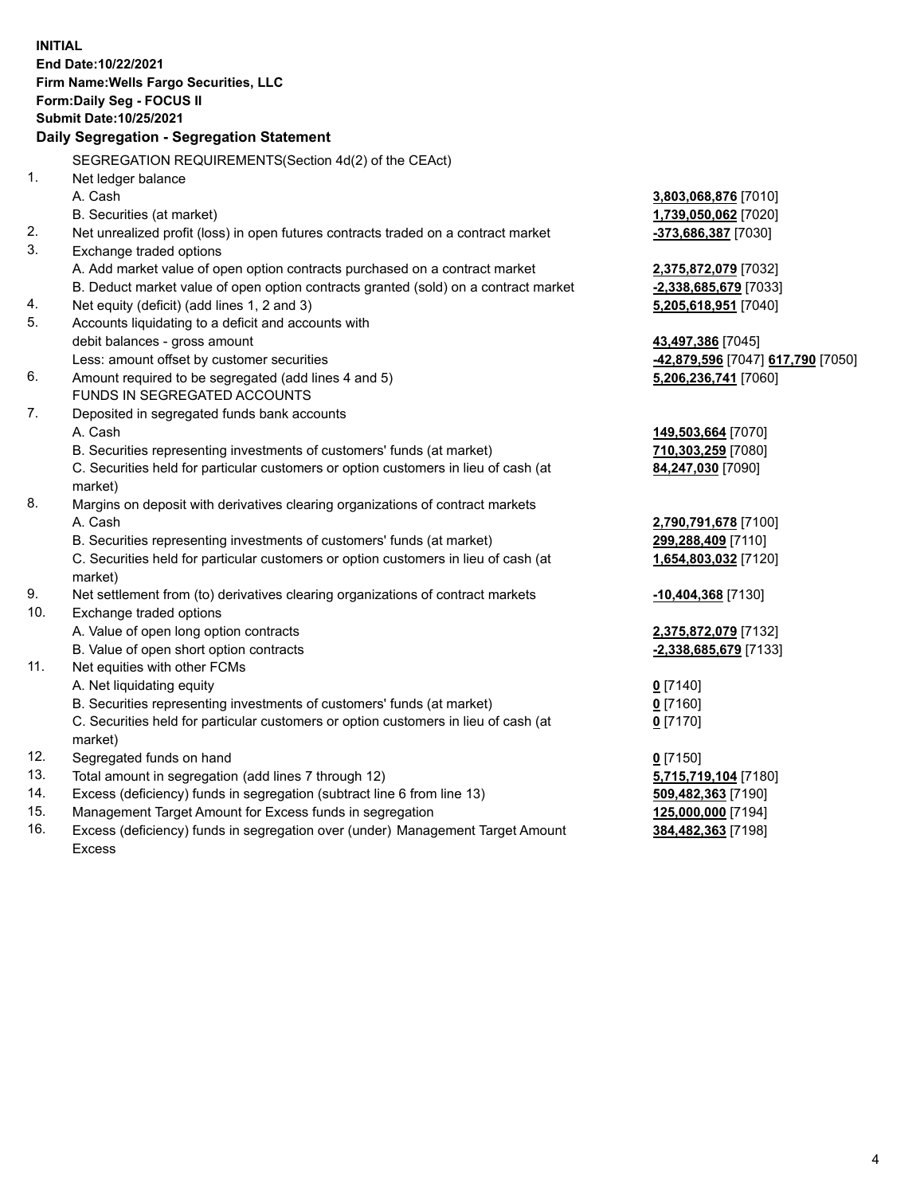**INITIAL**
**End Date:10/22/2021**
**Firm Name:Wells Fargo Securities, LLC**
**Form:Daily Seg - FOCUS II**
**Submit Date:10/25/2021**

**Daily Segregation - Segregation Statement**

SEGREGATION REQUIREMENTS(Section 4d(2) of the CEAct)

| | | |
|---|---|---|
| 1. | Net ledger balance | |
| | A. Cash | **3,803,068,876** [7010] |
| | B. Securities (at market) | **1,739,050,062** [7020] |
| 2. | Net unrealized profit (loss) in open futures contracts traded on a contract market | **-373,686,387** [7030] |
| 3. | Exchange traded options | |
| | A. Add market value of open option contracts purchased on a contract market | **2,375,872,079** [7032] |
| | B. Deduct market value of open option contracts granted (sold) on a contract market | **-2,338,685,679** [7033] |
| 4. | Net equity (deficit) (add lines 1, 2 and 3) | **5,205,618,951** [7040] |
| 5. | Accounts liquidating to a deficit and accounts with debit balances - gross amount | **43,497,386** [7045] |
| | Less: amount offset by customer securities | **-42,879,596** [7047] **617,790** [7050] |
| 6. | Amount required to be segregated (add lines 4 and 5) | **5,206,236,741** [7060] |
| | FUNDS IN SEGREGATED ACCOUNTS | |
| 7. | Deposited in segregated funds bank accounts | |
| | A. Cash | **149,503,664** [7070] |
| | B. Securities representing investments of customers' funds (at market) | **710,303,259** [7080] |
| | C. Securities held for particular customers or option customers in lieu of cash (at market) | **84,247,030** [7090] |
| 8. | Margins on deposit with derivatives clearing organizations of contract markets | |
| | A. Cash | **2,790,791,678** [7100] |
| | B. Securities representing investments of customers' funds (at market) | **299,288,409** [7110] |
| | C. Securities held for particular customers or option customers in lieu of cash (at market) | **1,654,803,032** [7120] |
| 9. | Net settlement from (to) derivatives clearing organizations of contract markets | **-10,404,368** [7130] |
| 10. | Exchange traded options | |
| | A. Value of open long option contracts | **2,375,872,079** [7132] |
| | B. Value of open short option contracts | **-2,338,685,679** [7133] |
| 11. | Net equities with other FCMs | |
| | A. Net liquidating equity | **0** [7140] |
| | B. Securities representing investments of customers' funds (at market) | **0** [7160] |
| | C. Securities held for particular customers or option customers in lieu of cash (at market) | **0** [7170] |
| 12. | Segregated funds on hand | **0** [7150] |
| 13. | Total amount in segregation (add lines 7 through 12) | **5,715,719,104** [7180] |
| 14. | Excess (deficiency) funds in segregation (subtract line 6 from line 13) | **509,482,363** [7190] |
| 15. | Management Target Amount for Excess funds in segregation | **125,000,000** [7194] |
| 16. | Excess (deficiency) funds in segregation over (under) Management Target Amount Excess | **384,482,363** [7198] |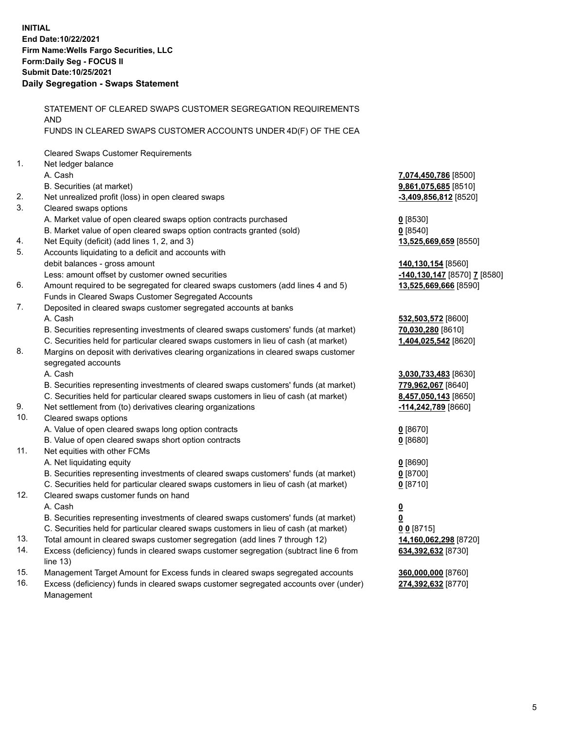**INITIAL**
**End Date:10/22/2021**
**Firm Name:Wells Fargo Securities, LLC**
**Form:Daily Seg - FOCUS II**
**Submit Date:10/25/2021**
**Daily Segregation - Swaps Statement**

STATEMENT OF CLEARED SWAPS CUSTOMER SEGREGATION REQUIREMENTS AND FUNDS IN CLEARED SWAPS CUSTOMER ACCOUNTS UNDER 4D(F) OF THE CEA

| | | |
|---|---|---|
| | Cleared Swaps Customer Requirements | |
| 1. | Net ledger balance | |
| | A. Cash | **7,074,450,786** [8500] |
| | B. Securities (at market) | **9,861,075,685** [8510] |
| 2. | Net unrealized profit (loss) in open cleared swaps | **-3,409,856,812** [8520] |
| 3. | Cleared swaps options | |
| | A. Market value of open cleared swaps option contracts purchased | **0** [8530] |
| | B. Market value of open cleared swaps option contracts granted (sold) | **0** [8540] |
| 4. | Net Equity (deficit) (add lines 1, 2, and 3) | **13,525,669,659** [8550] |
| 5. | Accounts liquidating to a deficit and accounts with debit balances - gross amount | **140,130,154** [8560] |
| | Less: amount offset by customer owned securities | **-140,130,147** [8570] **7** [8580] |
| 6. | Amount required to be segregated for cleared swaps customers (add lines 4 and 5) | **13,525,669,666** [8590] |
| | Funds in Cleared Swaps Customer Segregated Accounts | |
| 7. | Deposited in cleared swaps customer segregated accounts at banks | |
| | A. Cash | **532,503,572** [8600] |
| | B. Securities representing investments of cleared swaps customers' funds (at market) | **70,030,280** [8610] |
| | C. Securities held for particular cleared swaps customers in lieu of cash (at market) | **1,404,025,542** [8620] |
| 8. | Margins on deposit with derivatives clearing organizations in cleared swaps customer segregated accounts | |
| | A. Cash | **3,030,733,483** [8630] |
| | B. Securities representing investments of cleared swaps customers' funds (at market) | **779,962,067** [8640] |
| | C. Securities held for particular cleared swaps customers in lieu of cash (at market) | **8,457,050,143** [8650] |
| 9. | Net settlement from (to) derivatives clearing organizations | **-114,242,789** [8660] |
| 10. | Cleared swaps options | |
| | A. Value of open cleared swaps long option contracts | **0** [8670] |
| | B. Value of open cleared swaps short option contracts | **0** [8680] |
| 11. | Net equities with other FCMs | |
| | A. Net liquidating equity | **0** [8690] |
| | B. Securities representing investments of cleared swaps customers' funds (at market) | **0** [8700] |
| | C. Securities held for particular cleared swaps customers in lieu of cash (at market) | **0** [8710] |
| 12. | Cleared swaps customer funds on hand | |
| | A. Cash | **0** |
| | B. Securities representing investments of cleared swaps customers' funds (at market) | **0** |
| | C. Securities held for particular cleared swaps customers in lieu of cash (at market) | **0** **0** [8715] |
| 13. | Total amount in cleared swaps customer segregation (add lines 7 through 12) | **14,160,062,298** [8720] |
| 14. | Excess (deficiency) funds in cleared swaps customer segregation (subtract line 6 from line 13) | **634,392,632** [8730] |
| 15. | Management Target Amount for Excess funds in cleared swaps segregated accounts | **360,000,000** [8760] |
| 16. | Excess (deficiency) funds in cleared swaps customer segregated accounts over (under) Management | **274,392,632** [8770] |